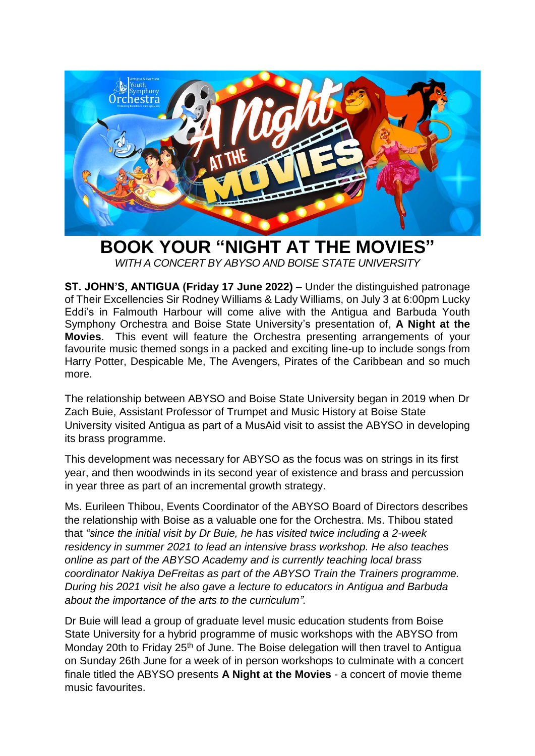# BOOK YOUR "NIGHT AT THE MOVIES"

*WITH A CONCERT BY ABYSO AND BOISE STATE UNIVERSITY*

**ST. JOHN'S, ANTIGUA (Friday 17 June 2022)** – Under the distinguished patronage of Their Excellencies Sir Rodney Williams & Lady Williams, on July 3 at 6:00pm Lucky Eddi's in Falmouth Harbour will come alive with the Antigua and Barbuda Youth Symphony Orchestra and Boise State University's presentation of, **A Night at the Movies**. This event will feature the Orchestra presenting arrangements of your favourite music themed songs in a packed and exciting line-up to include songs from Harry Potter, Despicable Me, The Avengers, Pirates of the Caribbean and so much more.

The relationship between ABYSO and Boise State University began in 2019 when Dr Zach Buie, Assistant Professor of Trumpet and Music History at Boise State University visited Antigua as part of a MusAid visit to assist the ABYSO in developing its brass programme.

This development was necessary for ABYSO as the focus was on strings in its first year, and then woodwinds in its second year of existence and brass and percussion in year three as part of an incremental growth strategy.

Ms. Eurileen Thibou, Events Coordinator of the ABYSO Board of Directors describes the relationship with Boise as a valuable one for the Orchestra. Ms. Thibou stated that *"since the initial visit by Dr Buie, he has visited twice including a 2-week residency in summer 2021 to lead an intensive brass workshop. He also teaches online as part of the ABYSO Academy and is currently teaching local brass coordinator Nakiya DeFreitas as part of the ABYSO Train the Trainers programme. During his 2021 visit he also gave a lecture to educators in Antigua and Barbuda about the importance of the arts to the curriculum".*

Dr Buie will lead a group of graduate level music education students from Boise State University for a hybrid programme of music workshops with the ABYSO from Monday 20th to Friday 25th of June. The Boise delegation will then travel to Antigua on Sunday 26th June for a week of in person workshops to culminate with a concert finale titled the ABYSO presents **A Night at the Movies** - a concert of movie theme music favourites.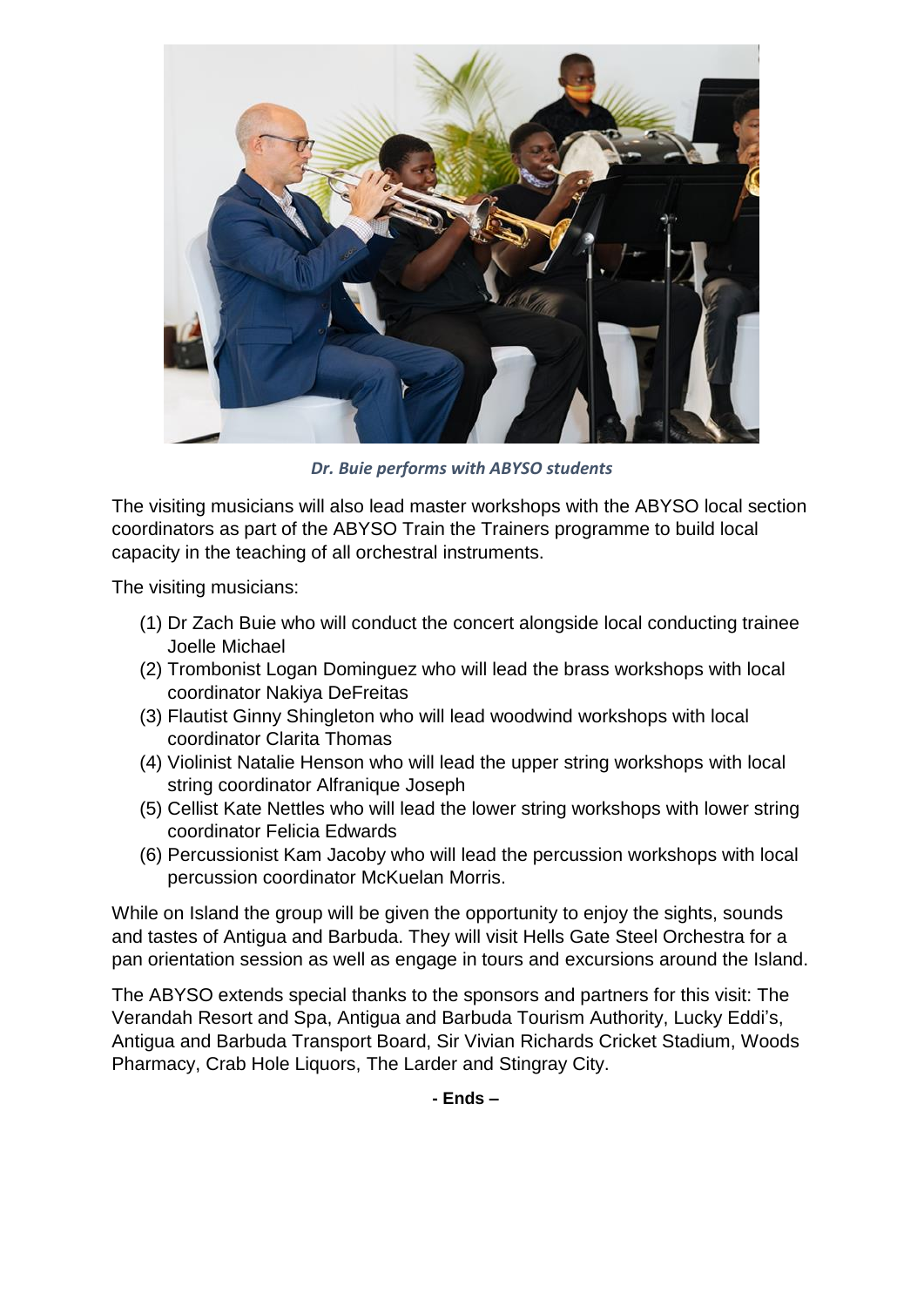*Dr. Buie performs with ABYSO students*

The visiting musicians will also lead master workshops with the ABYSO local section coordinators as part of the ABYSO Train the Trainers programme to build local capacity in the teaching of all orchestral instruments.

The visiting musicians:

(1) Dr Zach Buie who will conduct the concert alongside local conducting trainee Joelle Michael
(2) Trombonist Logan Dominguez who will lead the brass workshops with local coordinator Nakiya DeFreitas
(3) Flautist Ginny Shingleton who will lead woodwind workshops with local coordinator Clarita Thomas
(4) Violinist Natalie Henson who will lead the upper string workshops with local string coordinator Alfranique Joseph
(5) Cellist Kate Nettles who will lead the lower string workshops with lower string coordinator Felicia Edwards
(6) Percussionist Kam Jacoby who will lead the percussion workshops with local percussion coordinator McKuelan Morris.

While on Island the group will be given the opportunity to enjoy the sights, sounds and tastes of Antigua and Barbuda. They will visit Hells Gate Steel Orchestra for a pan orientation session as well as engage in tours and excursions around the Island.

The ABYSO extends special thanks to the sponsors and partners for this visit: The Verandah Resort and Spa, Antigua and Barbuda Tourism Authority, Lucky Eddi's, Antigua and Barbuda Transport Board, Sir Vivian Richards Cricket Stadium, Woods Pharmacy, Crab Hole Liquors, The Larder and Stingray City.

**- Ends –**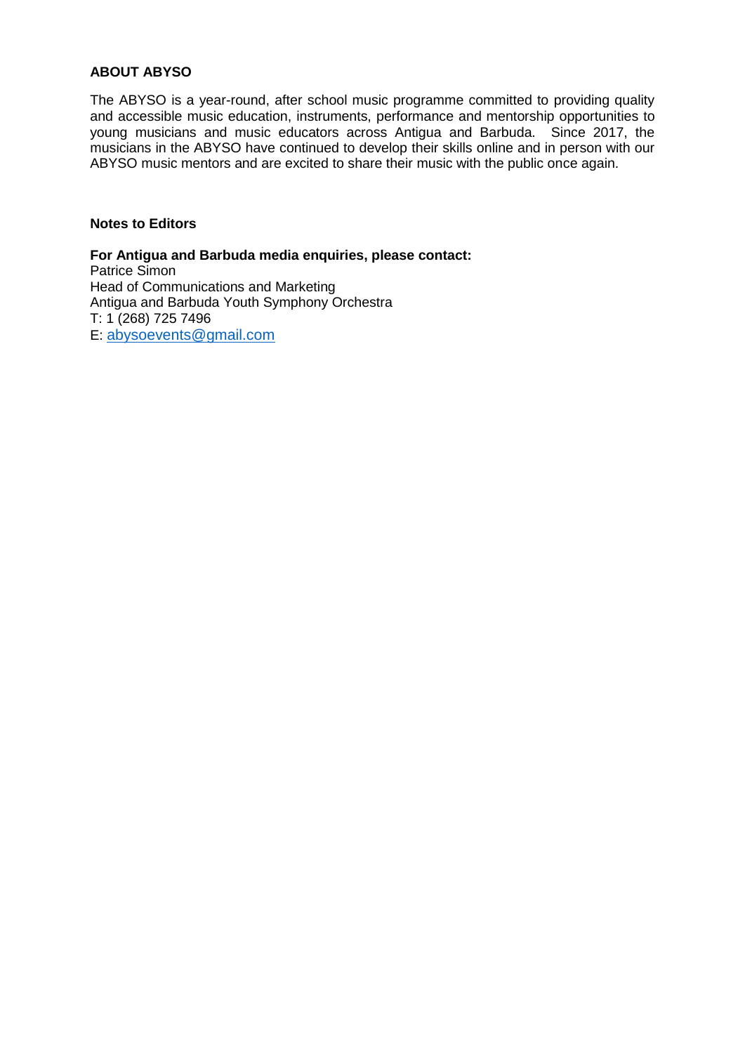**ABOUT ABYSO**

The ABYSO is a year-round, after school music programme committed to providing quality and accessible music education, instruments, performance and mentorship opportunities to young musicians and music educators across Antigua and Barbuda. Since 2017, the musicians in the ABYSO have continued to develop their skills online and in person with our ABYSO music mentors and are excited to share their music with the public once again.

**Notes to Editors**

**For Antigua and Barbuda media enquiries, please contact:**
Patrice Simon
Head of Communications and Marketing
Antigua and Barbuda Youth Symphony Orchestra
T: 1 (268) 725 7496
E: abysoevents@gmail.com